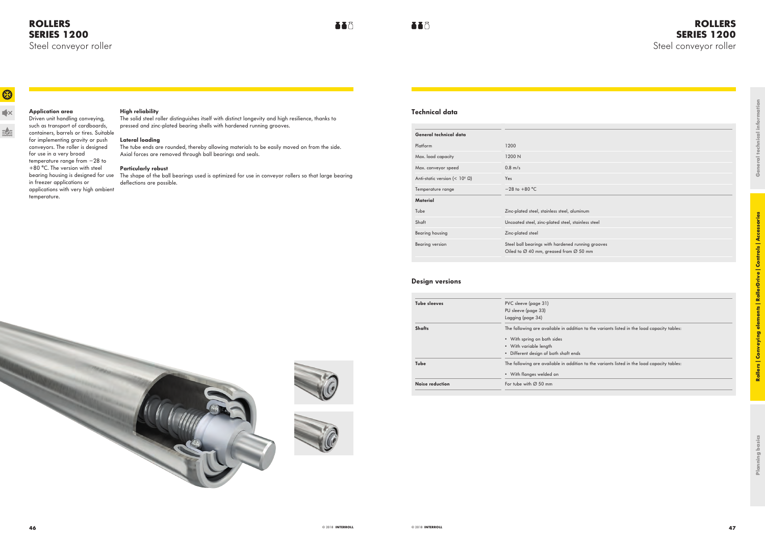# ROLLERS SERIES 1200

Steel conveyor roller

**Application area**
Driven unit handling conveying, such as transport of cardboards, containers, barrels or tires. Suitable for implementing gravity or push conveyors. The roller is designed for use in a very broad temperature range from −28 to +80 °C. The version with steel bearing housing is designed for use in freezer applications or applications with very high ambient temperature.

**High reliability**
The solid steel roller distinguishes itself with distinct longevity and high resilience, thanks to pressed and zinc-plated bearing shells with hardened running grooves.

**Lateral loading**
The tube ends are rounded, thereby allowing materials to be easily moved on from the side. Axial forces are removed through ball bearings and seals.

**Particularly robust**
The shape of the ball bearings used is optimized for use in conveyor rollers so that large bearing deflections are possible.

## Technical data

| **General technical data** | |
|---|---|
| Platform | 1200 |
| Max. load capacity | 1200 N |
| Max. conveyor speed | 0.8 m/s |
| Anti-static version (< $10^6$ Ω) | Yes |
| Temperature range | −28 to +80 °C |
| **Material** | |
| Tube | Zinc-plated steel, stainless steel, aluminum |
| Shaft | Uncoated steel, zinc-plated steel, stainless steel |
| Bearing housing | Zinc-plated steel |
| Bearing version | Steel ball bearings with hardened running grooves<br>Oiled to Ø 40 mm, greased from Ø 50 mm |

## Design versions

| | |
|---|---|
| **Tube sleeves** | PVC sleeve (page 31)<br>PU sleeve (page 33)<br>Lagging (page 34) |
| **Shafts** | The following are available in addition to the variants listed in the load capacity tables:<br>• With spring on both sides<br>• With variable length<br>• Different design of both shaft ends |
| **Tube** | The following are available in addition to the variants listed in the load capacity tables:<br>• With flanges welded on |
| **Noise reduction** | For tube with Ø 50 mm |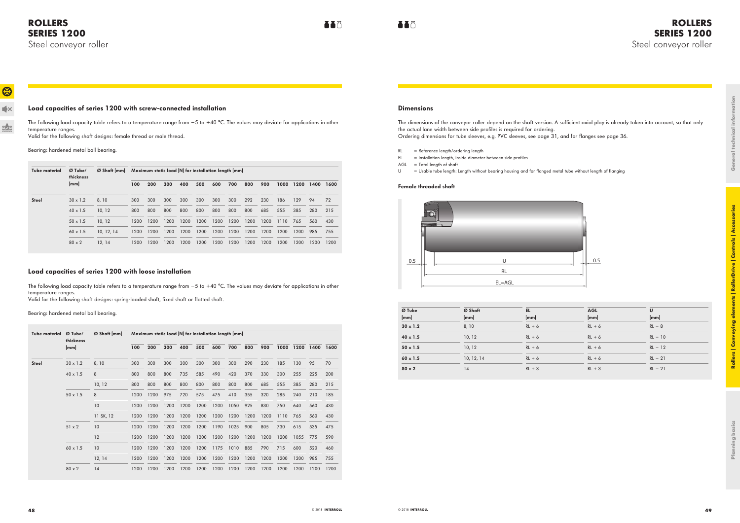# ROLLERS SERIES 1200

Steel conveyor roller

## Load capacities of series 1200 with screw-connected installation

The following load capacity table refers to a temperature range from −5 to +40 °C. The values may deviate for applications in other temperature ranges.
Valid for the following shaft designs: female thread or male thread.

Bearing: hardened metal ball bearing.

| Tube material | Ø Tube/ thickness [mm] | Ø Shaft [mm] | Maximum static load [N] for installation length [mm] | | | | | | | | | | | | |
|---|---|---|---|---|---|---|---|---|---|---|---|---|---|---|---|
| | | | 100 | 200 | 300 | 400 | 500 | 600 | 700 | 800 | 900 | 1000 | 1200 | 1400 | 1600 |
| Steel | 30 x 1.2 | 8, 10 | 300 | 300 | 300 | 300 | 300 | 300 | 300 | 292 | 230 | 186 | 129 | 94 | 72 |
| | 40 x 1.5 | 10, 12 | 800 | 800 | 800 | 800 | 800 | 800 | 800 | 800 | 685 | 555 | 385 | 280 | 215 |
| | 50 x 1.5 | 10, 12 | 1200 | 1200 | 1200 | 1200 | 1200 | 1200 | 1200 | 1200 | 1200 | 1110 | 765 | 560 | 430 |
| | 60 x 1.5 | 10, 12, 14 | 1200 | 1200 | 1200 | 1200 | 1200 | 1200 | 1200 | 1200 | 1200 | 1200 | 1200 | 985 | 755 |
| | 80 x 2 | 12, 14 | 1200 | 1200 | 1200 | 1200 | 1200 | 1200 | 1200 | 1200 | 1200 | 1200 | 1200 | 1200 | 1200 |

## Load capacities of series 1200 with loose installation

The following load capacity table refers to a temperature range from −5 to +40 °C. The values may deviate for applications in other temperature ranges.
Valid for the following shaft designs: spring-loaded shaft, fixed shaft or flatted shaft.

Bearing: hardened metal ball bearing.

| Tube material | Ø Tube/ thickness [mm] | Ø Shaft [mm] | Maximum static load [N] for installation length [mm] | | | | | | | | | | | | |
|---|---|---|---|---|---|---|---|---|---|---|---|---|---|---|---|
| | | | 100 | 200 | 300 | 400 | 500 | 600 | 700 | 800 | 900 | 1000 | 1200 | 1400 | 1600 |
| Steel | 30 x 1.2 | 8, 10 | 300 | 300 | 300 | 300 | 300 | 300 | 300 | 290 | 230 | 185 | 130 | 95 | 70 |
| | 40 x 1.5 | 8 | 800 | 800 | 800 | 735 | 585 | 490 | 420 | 370 | 330 | 300 | 255 | 225 | 200 |
| | | 10, 12 | 800 | 800 | 800 | 800 | 800 | 800 | 800 | 800 | 685 | 555 | 385 | 280 | 215 |
| | 50 x 1.5 | 8 | 1200 | 1200 | 975 | 720 | 575 | 475 | 410 | 355 | 320 | 285 | 240 | 210 | 185 |
| | | 10 | 1200 | 1200 | 1200 | 1200 | 1200 | 1200 | 1050 | 925 | 830 | 750 | 640 | 560 | 430 |
| | | 11 SK, 12 | 1200 | 1200 | 1200 | 1200 | 1200 | 1200 | 1200 | 1200 | 1200 | 1110 | 765 | 560 | 430 |
| | 51 x 2 | 10 | 1200 | 1200 | 1200 | 1200 | 1200 | 1190 | 1025 | 900 | 805 | 730 | 615 | 535 | 475 |
| | | 12 | 1200 | 1200 | 1200 | 1200 | 1200 | 1200 | 1200 | 1200 | 1200 | 1200 | 1055 | 775 | 590 |
| | 60 x 1.5 | 10 | 1200 | 1200 | 1200 | 1200 | 1200 | 1175 | 1010 | 885 | 790 | 715 | 600 | 520 | 460 |
| | | 12, 14 | 1200 | 1200 | 1200 | 1200 | 1200 | 1200 | 1200 | 1200 | 1200 | 1200 | 1200 | 985 | 755 |
| | 80 x 2 | 14 | 1200 | 1200 | 1200 | 1200 | 1200 | 1200 | 1200 | 1200 | 1200 | 1200 | 1200 | 1200 | 1200 |

## Dimensions

The dimensions of the conveyor roller depend on the shaft version. A sufficient axial play is already taken into account, so that only the actual lane width between side profiles is required for ordering.
Ordering dimensions for tube sleeves, e.g. PVC sleeves, see page 31, and for flanges see page 36.

- RL = Reference length/ordering length
- EL = Installation length, inside diameter between side profiles
- AGL = Total length of shaft
- U = Usable tube length: Length without bearing housing and for flanged metal tube without length of flanging

### Female threaded shaft

0.5 U 0.5
RL
EL=AGL

| Ø Tube [mm] | Ø Shaft [mm] | EL [mm] | AGL [mm] | U [mm] |
|---|---|---|---|---|
| 30 x 1.2 | 8, 10 | RL + 6 | RL + 6 | RL − 8 |
| 40 x 1.5 | 10, 12 | RL + 6 | RL + 6 | RL − 10 |
| 50 x 1.5 | 10, 12 | RL + 6 | RL + 6 | RL − 12 |
| 60 x 1.5 | 10, 12, 14 | RL + 6 | RL + 6 | RL − 21 |
| 80 x 2 | 14 | RL + 3 | RL + 3 | RL − 21 |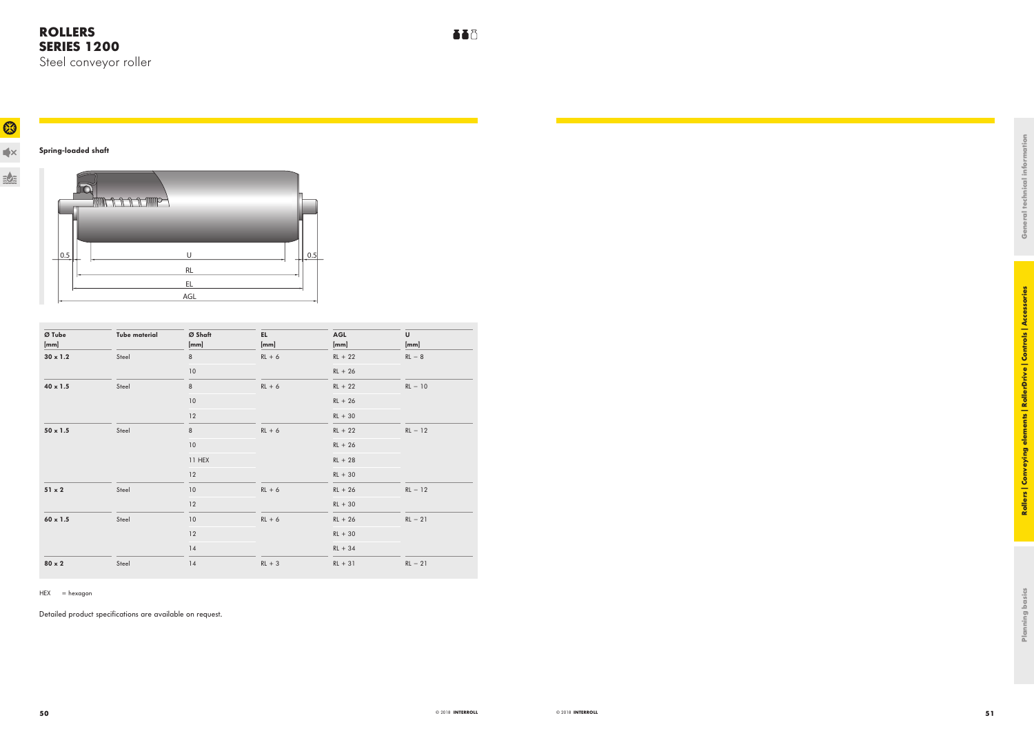# ROLLERS
# SERIES 1200
Steel conveyor roller

**Spring-loaded shaft**

0.5
U
0.5
RL
EL
AGL

| Ø Tube [mm] | Tube material | Ø Shaft [mm] | EL [mm] | AGL [mm] | U [mm] |
|---|---|---|---|---|---|
| **30 x 1.2** | Steel | 8 | RL + 6 | RL + 22 | RL − 8 |
| | | 10 | | RL + 26 | |
| **40 x 1.5** | Steel | 8 | RL + 6 | RL + 22 | RL − 10 |
| | | 10 | | RL + 26 | |
| | | 12 | | RL + 30 | |
| **50 x 1.5** | Steel | 8 | RL + 6 | RL + 22 | RL − 12 |
| | | 10 | | RL + 26 | |
| | | 11 HEX | | RL + 28 | |
| | | 12 | | RL + 30 | |
| **51 x 2** | Steel | 10 | RL + 6 | RL + 26 | RL − 12 |
| | | 12 | | RL + 30 | |
| **60 x 1.5** | Steel | 10 | RL + 6 | RL + 26 | RL − 21 |
| | | 12 | | RL + 30 | |
| | | 14 | | RL + 34 | |
| **80 x 2** | Steel | 14 | RL + 3 | RL + 31 | RL − 21 |

HEX = hexagon

Detailed product specifications are available on request.